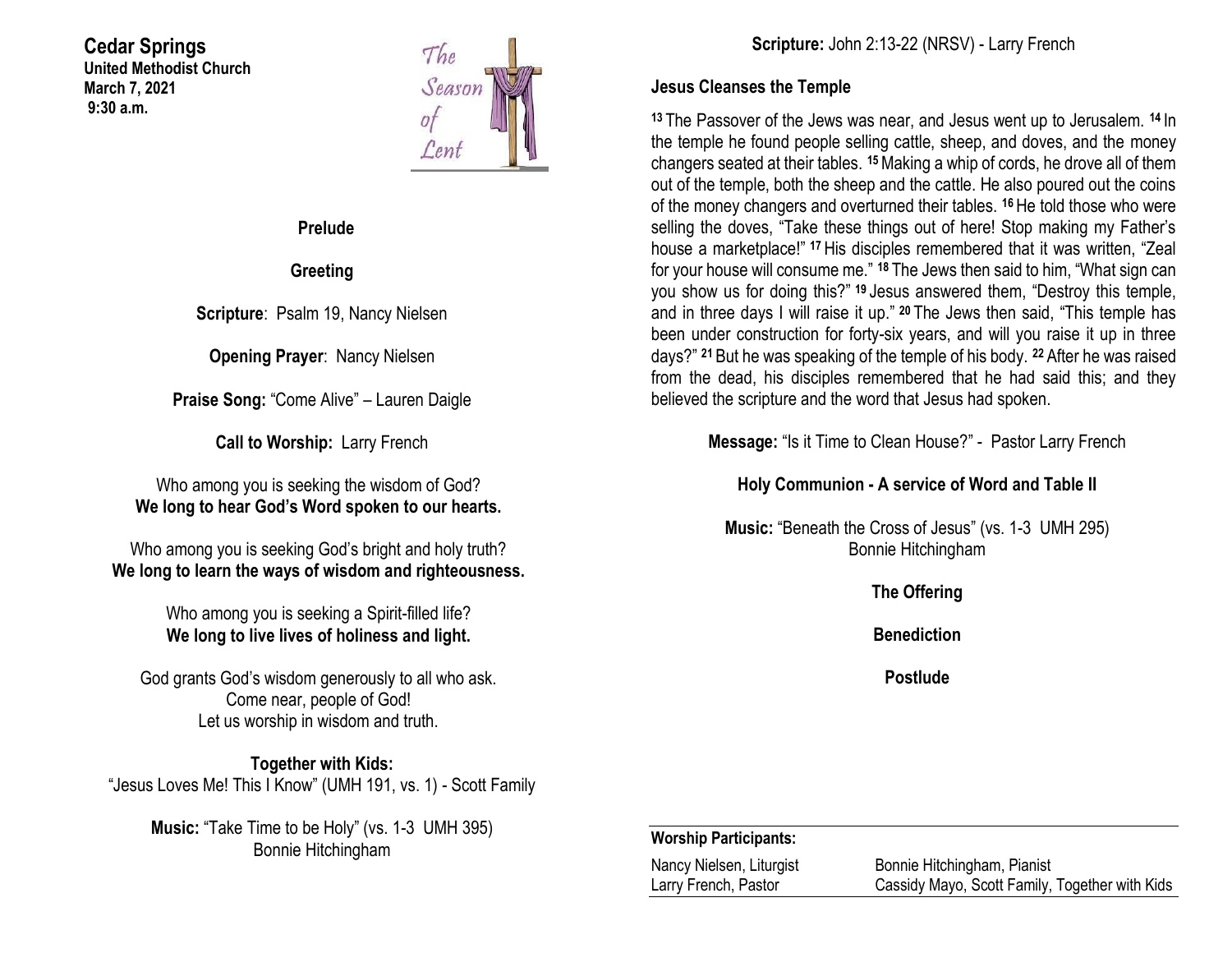**Cedar Springs**
**United Methodist Church**
**March 7, 2021**
**9:30 a.m.**

The Season of Lent

**Prelude**

**Greeting**

**Scripture**: Psalm 19, Nancy Nielsen

**Opening Prayer**: Nancy Nielsen

**Praise Song:** "Come Alive" – Lauren Daigle

**Call to Worship:** Larry French

Who among you is seeking the wisdom of God?
**We long to hear God's Word spoken to our hearts.**

Who among you is seeking God's bright and holy truth?
**We long to learn the ways of wisdom and righteousness.**

Who among you is seeking a Spirit-filled life?
**We long to live lives of holiness and light.**

God grants God's wisdom generously to all who ask.
Come near, people of God!
Let us worship in wisdom and truth.

**Together with Kids:**
"Jesus Loves Me! This I Know" (UMH 191, vs. 1) - Scott Family

**Music:** "Take Time to be Holy" (vs. 1-3 UMH 395)
Bonnie Hitchingham

**Scripture:** John 2:13-22 (NRSV) - Larry French

**Jesus Cleanses the Temple**

**13** The Passover of the Jews was near, and Jesus went up to Jerusalem. **14** In the temple he found people selling cattle, sheep, and doves, and the money changers seated at their tables. **15** Making a whip of cords, he drove all of them out of the temple, both the sheep and the cattle. He also poured out the coins of the money changers and overturned their tables. **16** He told those who were selling the doves, "Take these things out of here! Stop making my Father's house a marketplace!" **17** His disciples remembered that it was written, "Zeal for your house will consume me." **18** The Jews then said to him, "What sign can you show us for doing this?" **19** Jesus answered them, "Destroy this temple, and in three days I will raise it up." **20** The Jews then said, "This temple has been under construction for forty-six years, and will you raise it up in three days?" **21** But he was speaking of the temple of his body. **22** After he was raised from the dead, his disciples remembered that he had said this; and they believed the scripture and the word that Jesus had spoken.

**Message:** "Is it Time to Clean House?" - Pastor Larry French

**Holy Communion - A service of Word and Table II**

**Music:** "Beneath the Cross of Jesus" (vs. 1-3 UMH 295)
Bonnie Hitchingham

**The Offering**

**Benediction**

**Postlude**

**Worship Participants:**

| | |
|---|---|
| Nancy Nielsen, Liturgist | Bonnie Hitchingham, Pianist |
| Larry French, Pastor | Cassidy Mayo, Scott Family, Together with Kids |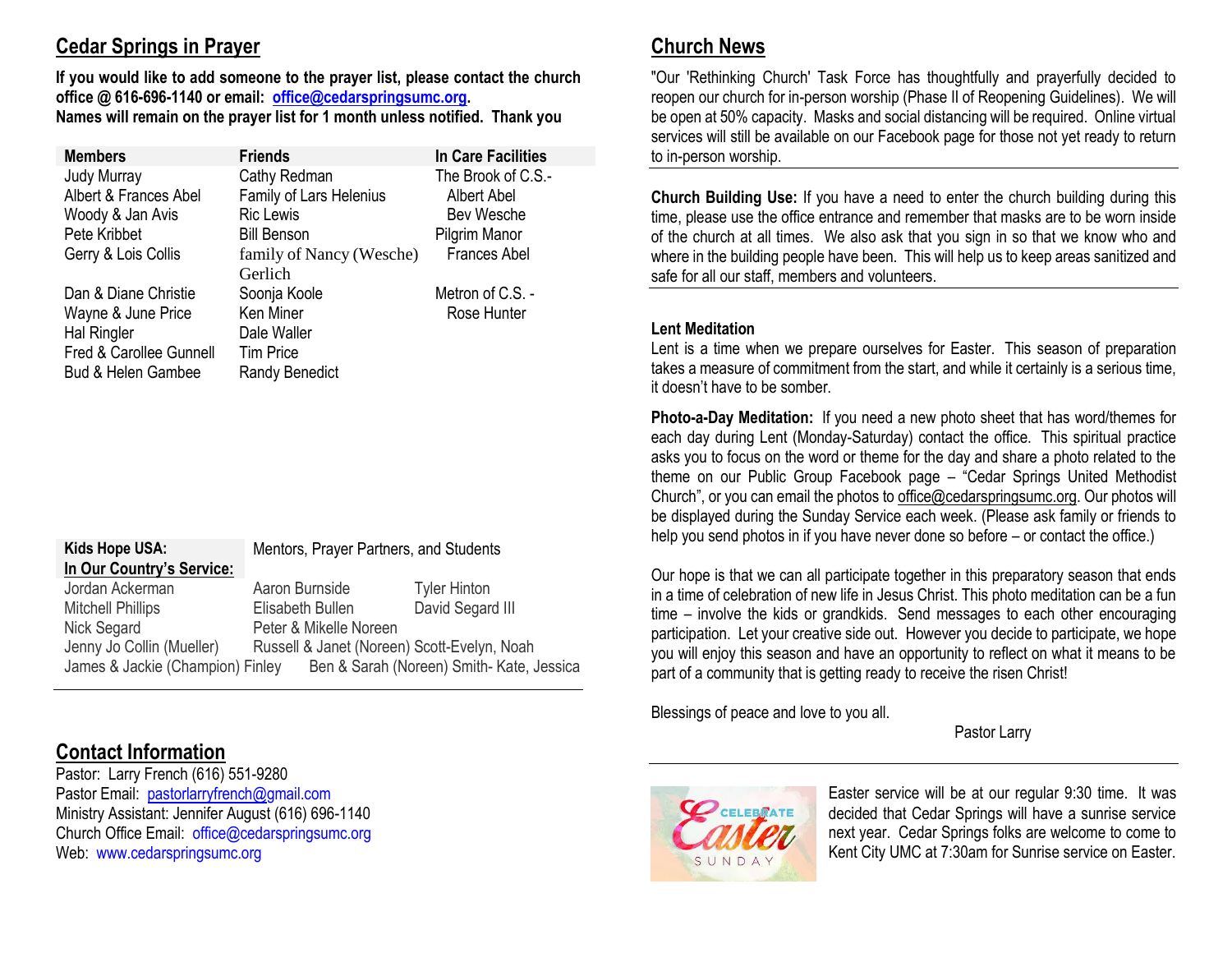## Cedar Springs in Prayer

**If you would like to add someone to the prayer list, please contact the church office @ 616-696-1140 or email: office@cedarspringsumc.org. Names will remain on the prayer list for 1 month unless notified. Thank you**

| Members | Friends | In Care Facilities |
|---|---|---|
| Judy Murray | Cathy Redman | The Brook of C.S.- |
| Albert & Frances Abel | Family of Lars Helenius | Albert Abel |
| Woody & Jan Avis | Ric Lewis | Bev Wesche |
| Pete Kribbet | Bill Benson | Pilgrim Manor |
| Gerry & Lois Collis | family of Nancy (Wesche) Gerlich | Frances Abel |
| Dan & Diane Christie | Soonja Koole | Metron of C.S. - |
| Wayne & June Price | Ken Miner | Rose Hunter |
| Hal Ringler | Dale Waller | |
| Fred & Carollee Gunnell | Tim Price | |
| Bud & Helen Gambee | Randy Benedict | |

**Kids Hope USA:** Mentors, Prayer Partners, and Students

**In Our Country's Service:**

| | | |
|---|---|---|
| Jordan Ackerman | Aaron Burnside | Tyler Hinton |
| Mitchell Phillips | Elisabeth Bullen | David Segard III |
| Nick Segard | Peter & Mikelle Noreen | |
| Jenny Jo Collin (Mueller) | Russell & Janet (Noreen) Scott-Evelyn, Noah | |
| James & Jackie (Champion) Finley | Ben & Sarah (Noreen) Smith- Kate, Jessica | |

## Contact Information

Pastor: Larry French (616) 551-9280
Pastor Email: pastorlarryfrench@gmail.com
Ministry Assistant: Jennifer August (616) 696-1140
Church Office Email: office@cedarspringsumc.org
Web: www.cedarspringsumc.org

## Church News

"Our 'Rethinking Church' Task Force has thoughtfully and prayerfully decided to reopen our church for in-person worship (Phase II of Reopening Guidelines). We will be open at 50% capacity. Masks and social distancing will be required. Online virtual services will still be available on our Facebook page for those not yet ready to return to in-person worship.

**Church Building Use:** If you have a need to enter the church building during this time, please use the office entrance and remember that masks are to be worn inside of the church at all times. We also ask that you sign in so that we know who and where in the building people have been. This will help us to keep areas sanitized and safe for all our staff, members and volunteers.

**Lent Meditation**
Lent is a time when we prepare ourselves for Easter. This season of preparation takes a measure of commitment from the start, and while it certainly is a serious time, it doesn't have to be somber.

**Photo-a-Day Meditation:** If you need a new photo sheet that has word/themes for each day during Lent (Monday-Saturday) contact the office. This spiritual practice asks you to focus on the word or theme for the day and share a photo related to the theme on our Public Group Facebook page – "Cedar Springs United Methodist Church", or you can email the photos to office@cedarspringsumc.org. Our photos will be displayed during the Sunday Service each week. (Please ask family or friends to help you send photos in if you have never done so before – or contact the office.)

Our hope is that we can all participate together in this preparatory season that ends in a time of celebration of new life in Jesus Christ. This photo meditation can be a fun time – involve the kids or grandkids. Send messages to each other encouraging participation. Let your creative side out. However you decide to participate, we hope you will enjoy this season and have an opportunity to reflect on what it means to be part of a community that is getting ready to receive the risen Christ!

Blessings of peace and love to you all.

Pastor Larry

Easter service will be at our regular 9:30 time. It was decided that Cedar Springs will have a sunrise service next year. Cedar Springs folks are welcome to come to Kent City UMC at 7:30am for Sunrise service on Easter.